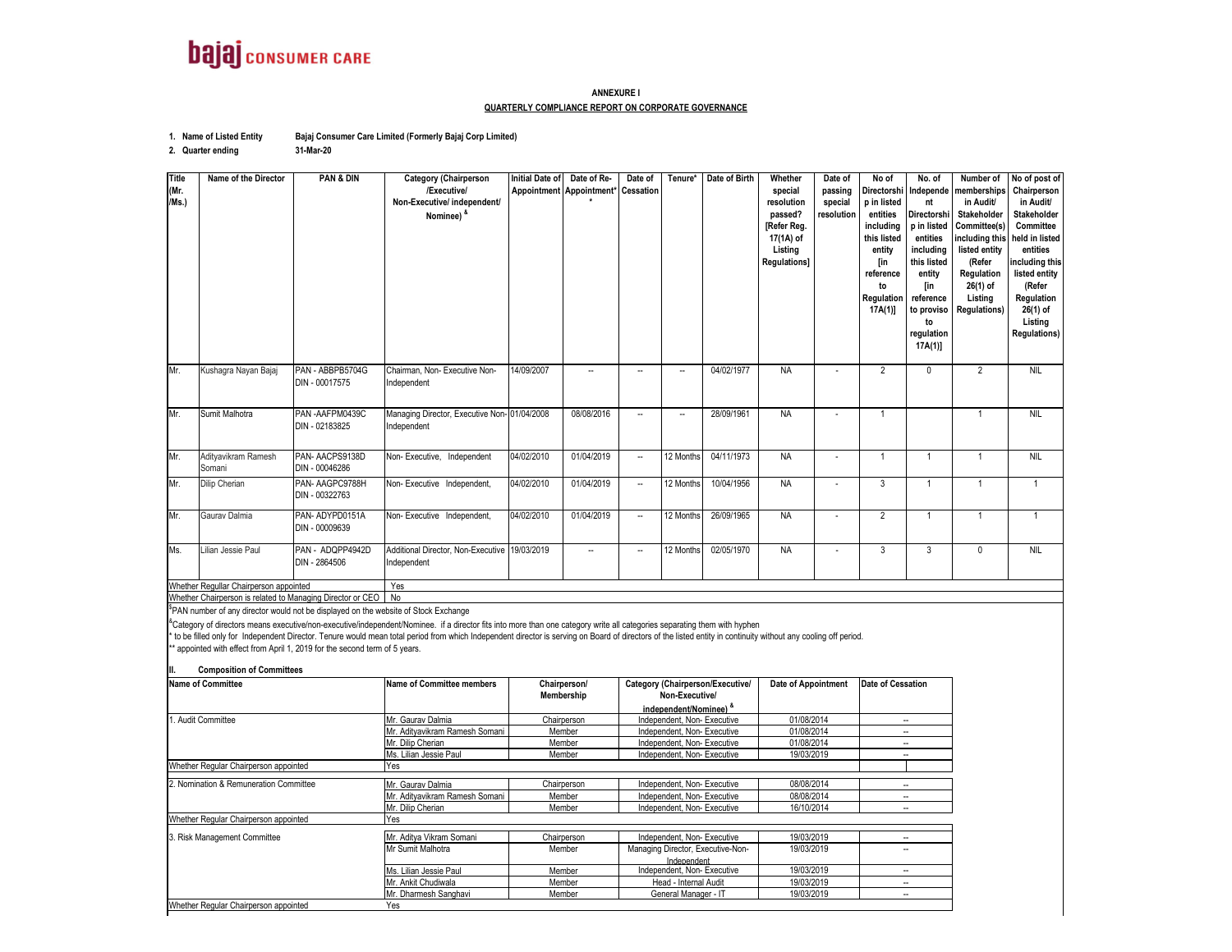bajaj CONSUMER CARE

## ANNEXURE I

### QUARTERLY COMPLIANCE REPORT ON CORPORATE GOVERNANCE

1. **Name of Listed Entity** — Bajaj Consumer Care Limited (Formerly Bajaj Corp Limited)
2. **Quarter ending** — 31-Mar-20

| Title (Mr. /Ms.) | Name of the Director | PAN & DIN | Category (Chairperson /Executive/ Non-Executive/ independent/ Nominee) & | Initial Date of Appointment | Date of Re-Appointment* | Date of Cessation | Tenure* | Date of Birth | Whether special resolution passed? [Refer Reg. 17(1A) of Listing Regulations] | Date of passing special resolution | No of Directorship in listed entities including this listed entity [in reference to Regulation 17A(1)] | No. of Independent Directorship in listed entities including this listed entity [in reference to proviso to regulation 17A(1)] | Number of memberships in Audit/ Stakeholder Committee(s) including this listed entity (Refer Regulation 26(1) of Listing Regulations) | No of post of Chairperson in Audit/ Committee held in listed entities including this listed entity (Refer Regulation 26(1) of Listing Regulations) |
|---|---|---|---|---|---|---|---|---|---|---|---|---|---|---|
| Mr. | Kushagra Nayan Bajaj | PAN - ABBPB5704G DIN - 00017575 | Chairman, Non- Executive Non-Independent | 14/09/2007 | -- | -- | -- | 04/02/1977 | NA | - | 2 | 0 | 2 | NIL |
| Mr. | Sumit Malhotra | PAN -AAFPM0439C DIN - 02183825 | Managing Director, Executive Non-Independent | 01/04/2008 | 08/08/2016 | -- | -- | 28/09/1961 | NA | - | 1 | | 1 | NIL |
| Mr. | Adityavikram Ramesh Somani | PAN- AACPS9138D DIN - 00046286 | Non- Executive, Independent | 04/02/2010 | 01/04/2019 | -- | 12 Months | 04/11/1973 | NA | - | 1 | 1 | 1 | NIL |
| Mr. | Dilip Cherian | PAN- AAGPC9788H DIN - 00322763 | Non- Executive Independent, | 04/02/2010 | 01/04/2019 | -- | 12 Months | 10/04/1956 | NA | - | 3 | 1 | 1 | 1 |
| Mr. | Gaurav Dalmia | PAN- ADYPD0151A DIN - 00009639 | Non- Executive Independent, | 04/02/2010 | 01/04/2019 | -- | 12 Months | 26/09/1965 | NA | - | 2 | 1 | 1 | 1 |
| Ms. | Lilian Jessie Paul | PAN - ADQPP4942D DIN - 2864506 | Additional Director, Non-Executive Independent | 19/03/2019 | -- | -- | 12 Months | 02/05/1970 | NA | - | 3 | 3 | 0 | NIL |

| | |
|---|---|
| Whether Regullar Chairperson appointed | Yes |
| Whether Chairperson is related to Managing Director or CEO | No |

$PAN number of any director would not be displayed on the website of Stock Exchange

&Category of directors means executive/non-executive/independent/Nominee. if a director fits into more than one category write all categories separating them with hyphen

* to be filled only for Independent Director. Tenure would mean total period from which Independent director is serving on Board of directors of the listed entity in continuity without any cooling off period.

** appointed with effect from April 1, 2019 for the second term of 5 years.

### II. Composition of Committees

| Name of Committee | Name of Committee members | Chairperson/ Membership | Category (Chairperson/Executive/ Non-Executive/ independent/Nominee) & | Date of Appointment | Date of Cessation |
|---|---|---|---|---|---|
| 1. Audit Committee | Mr. Gaurav Dalmia | Chairperson | Independent, Non- Executive | 01/08/2014 | -- |
| | Mr. Adityavikram Ramesh Somani | Member | Independent, Non- Executive | 01/08/2014 | -- |
| | Mr. Dilip Cherian | Member | Independent, Non- Executive | 01/08/2014 | -- |
| | Ms. Lilian Jessie Paul | Member | Independent, Non- Executive | 19/03/2019 | -- |
| Whether Regular Chairperson appointed | Yes | | | | |
| 2. Nomination & Remuneration Committee | Mr. Gaurav Dalmia | Chairperson | Independent, Non- Executive | 08/08/2014 | -- |
| | Mr. Adityavikram Ramesh Somani | Member | Independent, Non- Executive | 08/08/2014 | -- |
| | Mr. Dilip Cherian | Member | Independent, Non- Executive | 16/10/2014 | -- |
| Whether Regular Chairperson appointed | Yes | | | | |
| 3. Risk Management Committee | Mr. Aditya Vikram Somani | Chairperson | Independent, Non- Executive | 19/03/2019 | -- |
| | Mr Sumit Malhotra | Member | Managing Director, Executive-Non-Independent | 19/03/2019 | -- |
| | Ms. Lilian Jessie Paul | Member | Independent, Non- Executive | 19/03/2019 | -- |
| | Mr. Ankit Chudiwala | Member | Head - Internal Audit | 19/03/2019 | -- |
| | Mr. Dharmesh Sanghavi | Member | General Manager - IT | 19/03/2019 | -- |
| Whether Regular Chairperson appointed | Yes | | | | |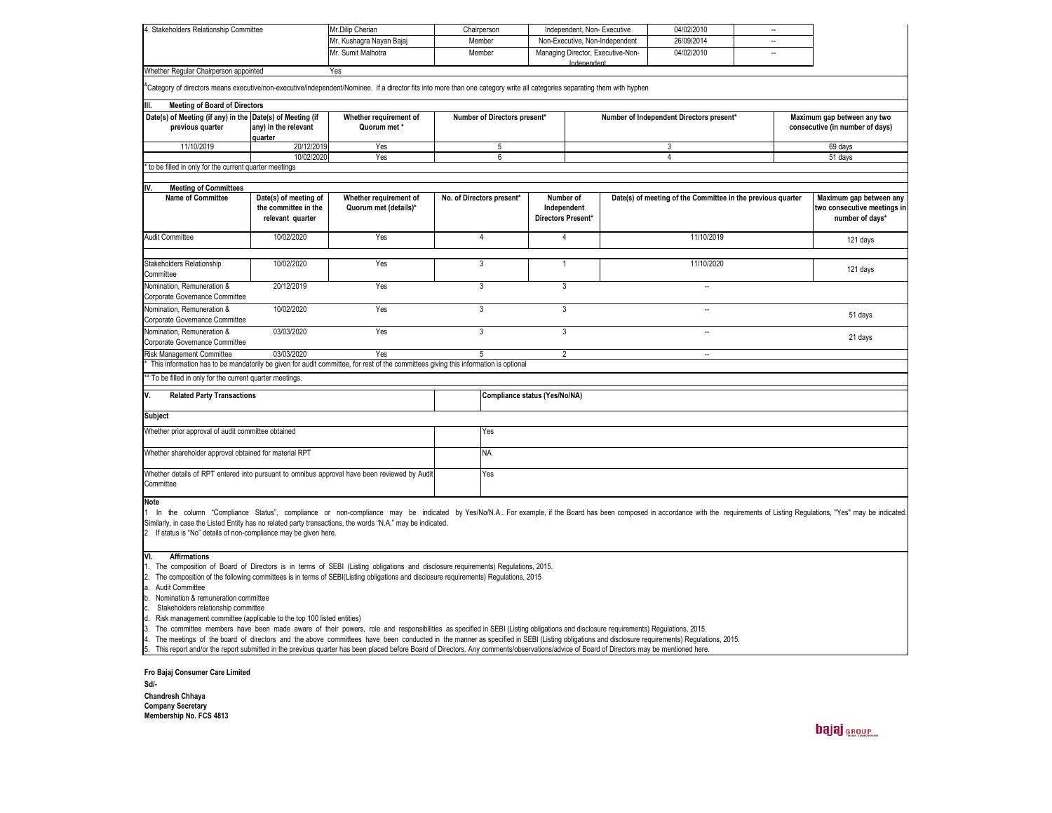| 4. Stakeholders Relationship Committee | Mr.Dilip Cherian | Chairperson | Independent, Non- Executive | 04/02/2010 | -- |
|---|---|---|---|---|---|
| | Mr. Kushagra Nayan Bajaj | Member | Non-Executive, Non-Independent | 26/09/2014 | -- |
| | Mr. Sumit Malhotra | Member | Managing Director, Executive-Non-Independent | 04/02/2010 | -- |

Whether Regular Chairperson appointed: Yes

&Category of directors means executive/non-executive/independent/Nominee. if a director fits into more than one category write all categories separating them with hyphen

### III. Meeting of Board of Directors

| Date(s) of Meeting (if any) in the previous quarter | Date(s) of Meeting (if any) in the relevant quarter | Whether requirement of Quorum met * | Number of Directors present* | Number of Independent Directors present* | Maximum gap between any two consecutive (in number of days) |
|---|---|---|---|---|---|
| 11/10/2019 | 20/12/2019 | Yes | 5 | 3 | 69 days |
| | 10/02/2020 | Yes | 6 | 4 | 51 days |

* to be filled in only for the current quarter meetings

### IV. Meeting of Committees

| Name of Committee | Date(s) of meeting of the committee in the relevant quarter | Whether requirement of Quorum met (details)* | No. of Directors present* | Number of Independent Directors Present* | Date(s) of meeting of the Committee in the previous quarter | Maximum gap between any two consecutive meetings in number of days* |
|---|---|---|---|---|---|---|
| Audit Committee | 10/02/2020 | Yes | 4 | 4 | 11/10/2019 | 121 days |
| Stakeholders Relationship Committee | 10/02/2020 | Yes | 3 | 1 | 11/10/2020 | 121 days |
| Nomination, Remuneration & Corporate Governance Committee | 20/12/2019 | Yes | 3 | 3 | -- | |
| Nomination, Remuneration & Corporate Governance Committee | 10/02/2020 | Yes | 3 | 3 | -- | 51 days |
| Nomination, Remuneration & Corporate Governance Committee | 03/03/2020 | Yes | 3 | 3 | -- | 21 days |
| Risk Management Committee | 03/03/2020 | Yes | 5 | 2 | -- | |

* This information has to be mandatorily be given for audit committee, for rest of the committees giving this information is optional

** To be filled in only for the current quarter meetings.

### V. Related Party Transactions

| Subject | Compliance status (Yes/No/NA) |
|---|---|
| Whether prior approval of audit committee obtained | Yes |
| Whether shareholder approval obtained for material RPT | NA |
| Whether details of RPT entered into pursuant to omnibus approval have been reviewed by Audit Committee | Yes |

**Note**

1 In the column "Compliance Status", compliance or non-compliance may be indicated by Yes/No/N.A.. For example, if the Board has been composed in accordance with the requirements of Listing Regulations, "Yes" may be indicated. Similarly, in case the Listed Entity has no related party transactions, the words "N.A." may be indicated.

2 If status is "No" details of non-compliance may be given here.

### VI. Affirmations

1. The composition of Board of Directors is in terms of SEBI (Listing obligations and disclosure requirements) Regulations, 2015.
2. The composition of the following committees is in terms of SEBI(Listing obligations and disclosure requirements) Regulations, 2015
   a. Audit Committee
   b. Nomination & remuneration committee
   c. Stakeholders relationship committee
   d. Risk management committee (applicable to the top 100 listed entities)
3. The committee members have been made aware of their powers, role and responsibilities as specified in SEBI (Listing obligations and disclosure requirements) Regulations, 2015.
4. The meetings of the board of directors and the above committees have been conducted in the manner as specified in SEBI (Listing obligations and disclosure requirements) Regulations, 2015.
5. This report and/or the report submitted in the previous quarter has been placed before Board of Directors. Any comments/observations/advice of Board of Directors may be mentioned here.

**Fro Bajaj Consumer Care Limited**

**Sd/-**

**Chandresh Chhaya**
**Company Secretary**
**Membership No. FCS 4813**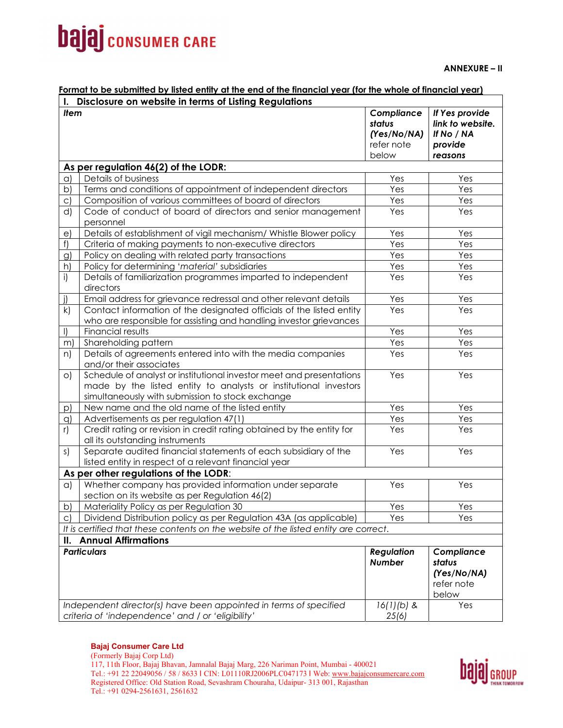**ANNEXURE – II**

**Format to be submitted by listed entity at the end of the financial year (for the whole of financial year)**

| **I. Disclosure on website in terms of Listing Regulations** | | | |
|---|---|---|---|
| ***Item*** | | ***Compliance status (Yes/No/NA)*** refer note below | ***If Yes provide link to website. If No / NA provide reasons*** |
| **As per regulation 46(2) of the LODR:** | | | |
| a) | Details of business | Yes | Yes |
| b) | Terms and conditions of appointment of independent directors | Yes | Yes |
| c) | Composition of various committees of board of directors | Yes | Yes |
| d) | Code of conduct of board of directors and senior management personnel | Yes | Yes |
| e) | Details of establishment of vigil mechanism/ Whistle Blower policy | Yes | Yes |
| f) | Criteria of making payments to non-executive directors | Yes | Yes |
| g) | Policy on dealing with related party transactions | Yes | Yes |
| h) | Policy for determining '*material*' subsidiaries | Yes | Yes |
| i) | Details of familiarization programmes imparted to independent directors | Yes | Yes |
| j) | Email address for grievance redressal and other relevant details | Yes | Yes |
| k) | Contact information of the designated officials of the listed entity who are responsible for assisting and handling investor grievances | Yes | Yes |
| l) | Financial results | Yes | Yes |
| m) | Shareholding pattern | Yes | Yes |
| n) | Details of agreements entered into with the media companies and/or their associates | Yes | Yes |
| o) | Schedule of analyst or institutional investor meet and presentations made by the listed entity to analysts or institutional investors simultaneously with submission to stock exchange | Yes | Yes |
| p) | New name and the old name of the listed entity | Yes | Yes |
| q) | Advertisements as per regulation 47(1) | Yes | Yes |
| r) | Credit rating or revision in credit rating obtained by the entity for all its outstanding instruments | Yes | Yes |
| s) | Separate audited financial statements of each subsidiary of the listed entity in respect of a relevant financial year | Yes | Yes |
| **As per other regulations of the LODR**: | | | |
| a) | Whether company has provided information under separate section on its website as per Regulation 46(2) | Yes | Yes |
| b) | Materiality Policy as per Regulation 30 | Yes | Yes |
| c) | Dividend Distribution policy as per Regulation 43A (as applicable) | Yes | Yes |
| *It is certified that these contents on the website of the listed entity are correct.* | | | |

| **II. Annual Affirmations** | | |
|---|---|---|
| ***Particulars*** | ***Regulation Number*** | ***Compliance status (Yes/No/NA)*** refer note below |
| *Independent director(s) have been appointed in terms of specified criteria of 'independence' and / or 'eligibility'* | *16(1)(b) & 25(6)* | Yes |

**Bajaj Consumer Care Ltd**
(Formerly Bajaj Corp Ltd)
117, 11th Floor, Bajaj Bhavan, Jamnalal Bajaj Marg, 226 Nariman Point, Mumbai - 400021
Tel.: +91 22 22049056 / 58 / 8633 I CIN: L01110RJ2006PLC047173 I Web: www.bajajconsumercare.com
Registered Office: Old Station Road, Sevashram Chouraha, Udaipur- 313 001, Rajasthan
Tel.: +91 0294-2561631, 2561632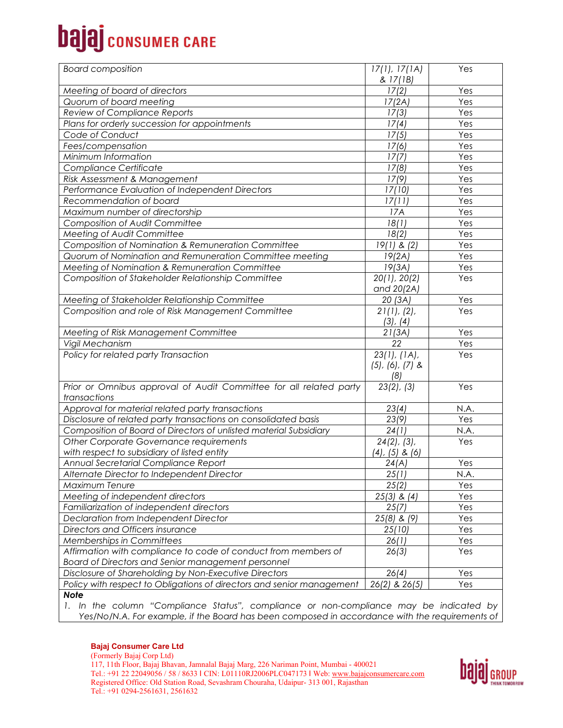| Board composition | 17(1), 17(1A) & 17(1B) | Yes |
|---|---|---|
| Meeting of board of directors | 17(2) | Yes |
| Quorum of board meeting | 17(2A) | Yes |
| Review of Compliance Reports | 17(3) | Yes |
| Plans for orderly succession for appointments | 17(4) | Yes |
| Code of Conduct | 17(5) | Yes |
| Fees/compensation | 17(6) | Yes |
| Minimum Information | 17(7) | Yes |
| Compliance Certificate | 17(8) | Yes |
| Risk Assessment & Management | 17(9) | Yes |
| Performance Evaluation of Independent Directors | 17(10) | Yes |
| Recommendation of board | 17(11) | Yes |
| Maximum number of directorship | 17A | Yes |
| Composition of Audit Committee | 18(1) | Yes |
| Meeting of Audit Committee | 18(2) | Yes |
| Composition of Nomination & Remuneration Committee | 19(1) & (2) | Yes |
| Quorum of Nomination and Remuneration Committee meeting | 19(2A) | Yes |
| Meeting of Nomination & Remuneration Committee | 19(3A) | Yes |
| Composition of Stakeholder Relationship Committee | 20(1), 20(2) and 20(2A) | Yes |
| Meeting of Stakeholder Relationship Committee | 20 (3A) | Yes |
| Composition and role of Risk Management Committee | 21(1), (2), (3), (4) | Yes |
| Meeting of Risk Management Committee | 21(3A) | Yes |
| Vigil Mechanism | 22 | Yes |
| Policy for related party Transaction | 23(1), (1A), (5), (6), (7) & (8) | Yes |
| Prior or Omnibus approval of Audit Committee for all related party transactions | 23(2), (3) | Yes |
| Approval for material related party transactions | 23(4) | N.A. |
| Disclosure of related party transactions on consolidated basis | 23(9) | Yes |
| Composition of Board of Directors of unlisted material Subsidiary | 24(1) | N.A. |
| Other Corporate Governance requirements with respect to subsidiary of listed entity | 24(2), (3), (4), (5) & (6) | Yes |
| Annual Secretarial Compliance Report | 24(A) | Yes |
| Alternate Director to Independent Director | 25(1) | N.A. |
| Maximum Tenure | 25(2) | Yes |
| Meeting of independent directors | 25(3) & (4) | Yes |
| Familiarization of independent directors | 25(7) | Yes |
| Declaration from Independent Director | 25(8) & (9) | Yes |
| Directors and Officers insurance | 25(10) | Yes |
| Memberships in Committees | 26(1) | Yes |
| Affirmation with compliance to code of conduct from members of Board of Directors and Senior management personnel | 26(3) | Yes |
| Disclosure of Shareholding by Non-Executive Directors | 26(4) | Yes |
| Policy with respect to Obligations of directors and senior management | 26(2) & 26(5) | Yes |

***Note***

1. *In the column "Compliance Status", compliance or non-compliance may be indicated by Yes/No/N.A. For example, if the Board has been composed in accordance with the requirements of*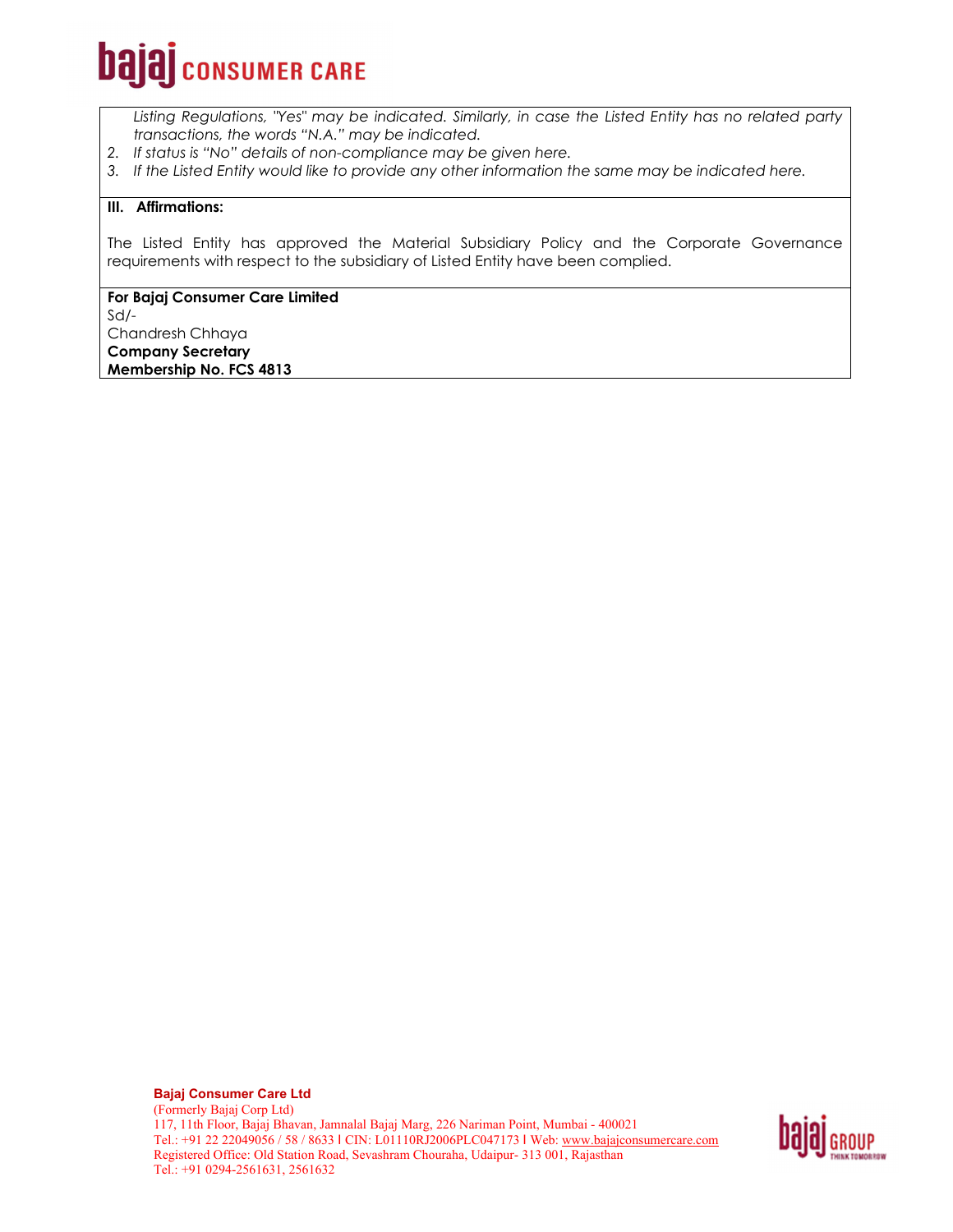*Listing Regulations, "Yes" may be indicated. Similarly, in case the Listed Entity has no related party transactions, the words "N.A." may be indicated.*

2. *If status is "No" details of non-compliance may be given here.*
3. *If the Listed Entity would like to provide any other information the same may be indicated here.*

**III. Affirmations:**

The Listed Entity has approved the Material Subsidiary Policy and the Corporate Governance requirements with respect to the subsidiary of Listed Entity have been complied.

**For Bajaj Consumer Care Limited**
Sd/-
Chandresh Chhaya
**Company Secretary**
**Membership No. FCS 4813**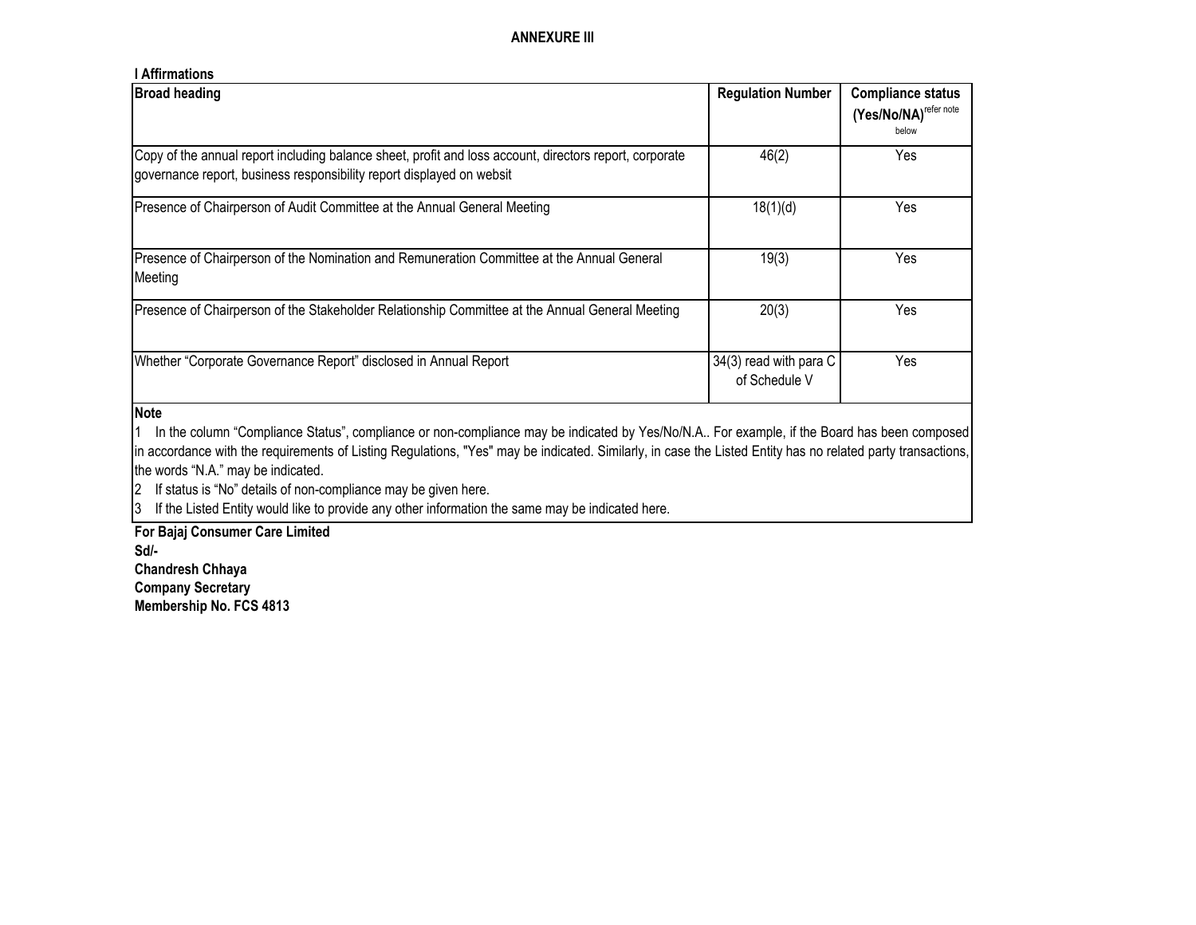# ANNEXURE III

**I Affirmations**

| **Broad heading** | **Regulation Number** | **Compliance status (Yes/No/NA)** refer note below |
|---|---|---|
| Copy of the annual report including balance sheet, profit and loss account, directors report, corporate governance report, business responsibility report displayed on websit | 46(2) | Yes |
| Presence of Chairperson of Audit Committee at the Annual General Meeting | 18(1)(d) | Yes |
| Presence of Chairperson of the Nomination and Remuneration Committee at the Annual General Meeting | 19(3) | Yes |
| Presence of Chairperson of the Stakeholder Relationship Committee at the Annual General Meeting | 20(3) | Yes |
| Whether "Corporate Governance Report" disclosed in Annual Report | 34(3) read with para C of Schedule V | Yes |

**Note**

1. In the column "Compliance Status", compliance or non-compliance may be indicated by Yes/No/N.A.. For example, if the Board has been composed in accordance with the requirements of Listing Regulations, "Yes" may be indicated. Similarly, in case the Listed Entity has no related party transactions, the words "N.A." may be indicated.
2. If status is "No" details of non-compliance may be given here.
3. If the Listed Entity would like to provide any other information the same may be indicated here.

**For Bajaj Consumer Care Limited**
**Sd/-**
**Chandresh Chhaya**
**Company Secretary**
**Membership No. FCS 4813**